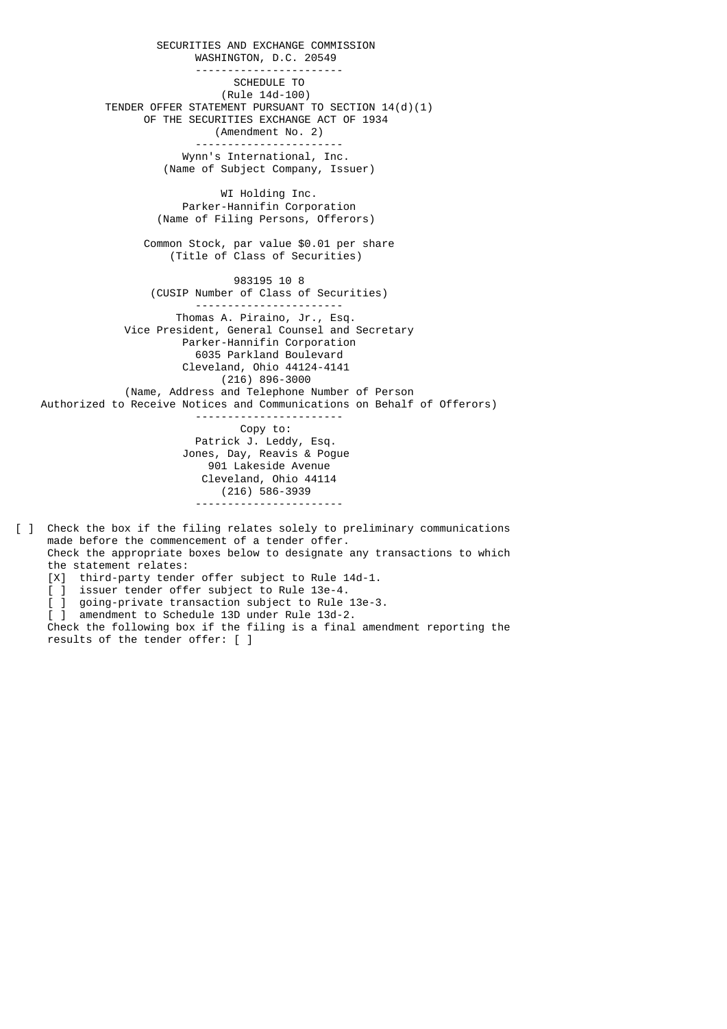SECURITIES AND EXCHANGE COMMISSION
WASHINGTON, D.C. 20549

---

# SCHEDULE TO

(Rule 14d-100)

TENDER OFFER STATEMENT PURSUANT TO SECTION 14(d)(1)
OF THE SECURITIES EXCHANGE ACT OF 1934

(Amendment No. 2)

---

Wynn's International, Inc.
(Name of Subject Company, Issuer)

WI Holding Inc.
Parker-Hannifin Corporation
(Name of Filing Persons, Offerors)

Common Stock, par value $0.01 per share
(Title of Class of Securities)

983195 10 8
(CUSIP Number of Class of Securities)

---

Thomas A. Piraino, Jr., Esq.
Vice President, General Counsel and Secretary
Parker-Hannifin Corporation
6035 Parkland Boulevard
Cleveland, Ohio 44124-4141
(216) 896-3000
(Name, Address and Telephone Number of Person
Authorized to Receive Notices and Communications on Behalf of Offerors)

---

Copy to:
Patrick J. Leddy, Esq.
Jones, Day, Reavis & Pogue
901 Lakeside Avenue
Cleveland, Ohio 44114
(216) 586-3939

---

[ ] Check the box if the filing relates solely to preliminary communications made before the commencement of a tender offer.

Check the appropriate boxes below to designate any transactions to which the statement relates:

- [X] third-party tender offer subject to Rule 14d-1.
- [ ] issuer tender offer subject to Rule 13e-4.
- [ ] going-private transaction subject to Rule 13e-3.
- [ ] amendment to Schedule 13D under Rule 13d-2.

Check the following box if the filing is a final amendment reporting the results of the tender offer: [ ]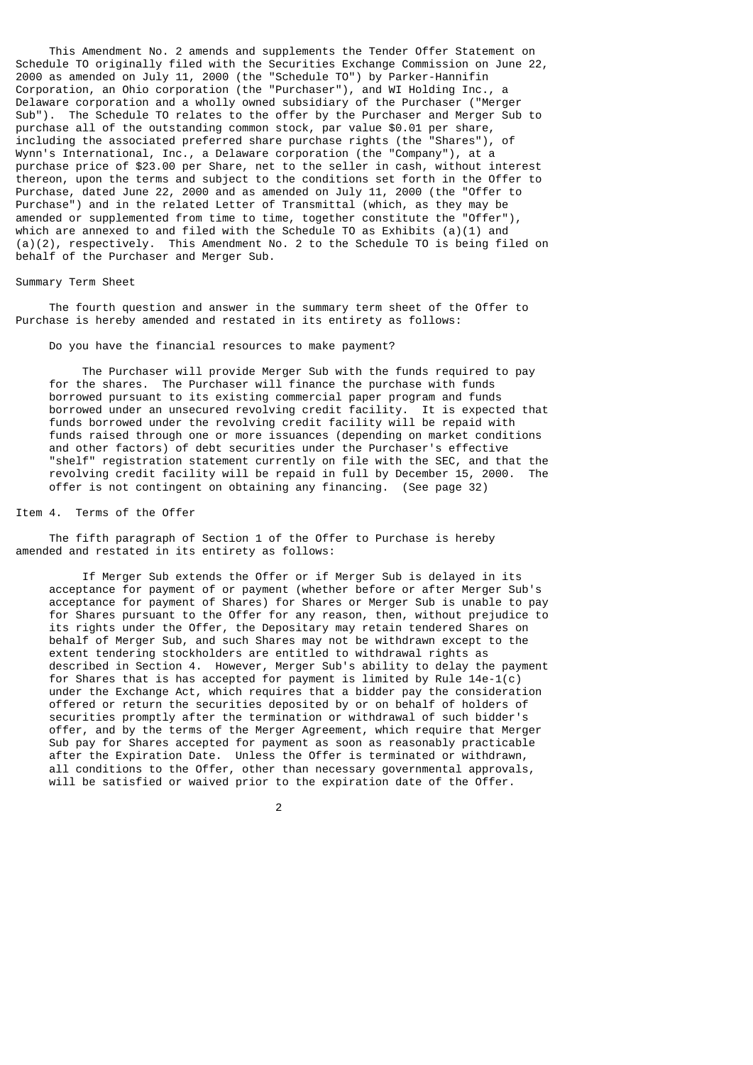This Amendment No. 2 amends and supplements the Tender Offer Statement on Schedule TO originally filed with the Securities Exchange Commission on June 22, 2000 as amended on July 11, 2000 (the "Schedule TO") by Parker-Hannifin Corporation, an Ohio corporation (the "Purchaser"), and WI Holding Inc., a Delaware corporation and a wholly owned subsidiary of the Purchaser ("Merger Sub"). The Schedule TO relates to the offer by the Purchaser and Merger Sub to purchase all of the outstanding common stock, par value $0.01 per share, including the associated preferred share purchase rights (the "Shares"), of Wynn's International, Inc., a Delaware corporation (the "Company"), at a purchase price of $23.00 per Share, net to the seller in cash, without interest thereon, upon the terms and subject to the conditions set forth in the Offer to Purchase, dated June 22, 2000 and as amended on July 11, 2000 (the "Offer to Purchase") and in the related Letter of Transmittal (which, as they may be amended or supplemented from time to time, together constitute the "Offer"), which are annexed to and filed with the Schedule TO as Exhibits (a)(1) and (a)(2), respectively. This Amendment No. 2 to the Schedule TO is being filed on behalf of the Purchaser and Merger Sub.

## Summary Term Sheet

The fourth question and answer in the summary term sheet of the Offer to Purchase is hereby amended and restated in its entirety as follows:

> Do you have the financial resources to make payment?
>
> The Purchaser will provide Merger Sub with the funds required to pay for the shares. The Purchaser will finance the purchase with funds borrowed pursuant to its existing commercial paper program and funds borrowed under an unsecured revolving credit facility. It is expected that funds borrowed under the revolving credit facility will be repaid with funds raised through one or more issuances (depending on market conditions and other factors) of debt securities under the Purchaser's effective "shelf" registration statement currently on file with the SEC, and that the revolving credit facility will be repaid in full by December 15, 2000. The offer is not contingent on obtaining any financing. (See page 32)

## Item 4. Terms of the Offer

The fifth paragraph of Section 1 of the Offer to Purchase is hereby amended and restated in its entirety as follows:

> If Merger Sub extends the Offer or if Merger Sub is delayed in its acceptance for payment of or payment (whether before or after Merger Sub's acceptance for payment of Shares) for Shares or Merger Sub is unable to pay for Shares pursuant to the Offer for any reason, then, without prejudice to its rights under the Offer, the Depositary may retain tendered Shares on behalf of Merger Sub, and such Shares may not be withdrawn except to the extent tendering stockholders are entitled to withdrawal rights as described in Section 4. However, Merger Sub's ability to delay the payment for Shares that is has accepted for payment is limited by Rule 14e-1(c) under the Exchange Act, which requires that a bidder pay the consideration offered or return the securities deposited by or on behalf of holders of securities promptly after the termination or withdrawal of such bidder's offer, and by the terms of the Merger Agreement, which require that Merger Sub pay for Shares accepted for payment as soon as reasonably practicable after the Expiration Date. Unless the Offer is terminated or withdrawn, all conditions to the Offer, other than necessary governmental approvals, will be satisfied or waived prior to the expiration date of the Offer.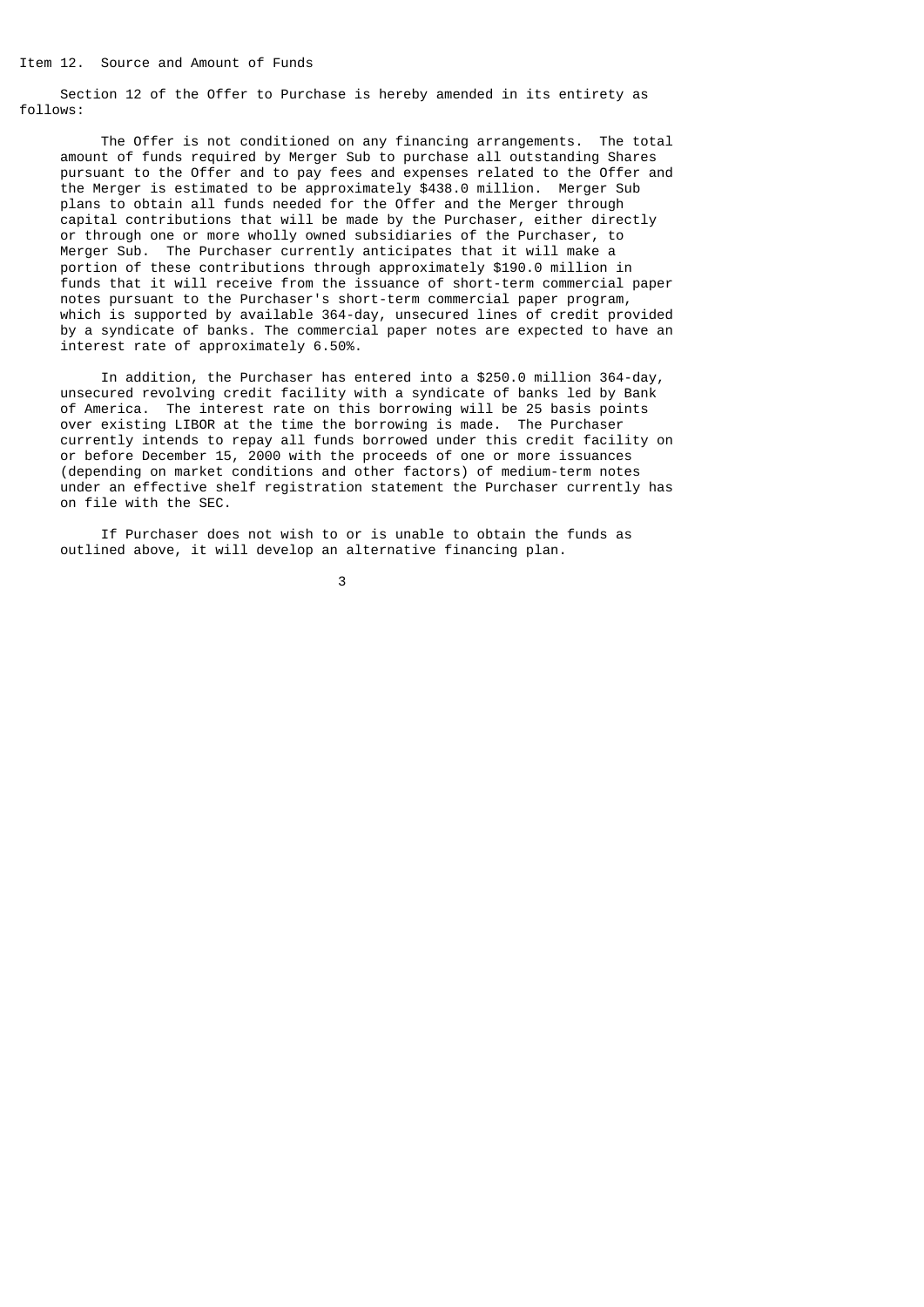## Item 12. Source and Amount of Funds

Section 12 of the Offer to Purchase is hereby amended in its entirety as follows:

> The Offer is not conditioned on any financing arrangements. The total amount of funds required by Merger Sub to purchase all outstanding Shares pursuant to the Offer and to pay fees and expenses related to the Offer and the Merger is estimated to be approximately $438.0 million. Merger Sub plans to obtain all funds needed for the Offer and the Merger through capital contributions that will be made by the Purchaser, either directly or through one or more wholly owned subsidiaries of the Purchaser, to Merger Sub. The Purchaser currently anticipates that it will make a portion of these contributions through approximately $190.0 million in funds that it will receive from the issuance of short-term commercial paper notes pursuant to the Purchaser's short-term commercial paper program, which is supported by available 364-day, unsecured lines of credit provided by a syndicate of banks. The commercial paper notes are expected to have an interest rate of approximately 6.50%.
>
> In addition, the Purchaser has entered into a $250.0 million 364-day, unsecured revolving credit facility with a syndicate of banks led by Bank of America. The interest rate on this borrowing will be 25 basis points over existing LIBOR at the time the borrowing is made. The Purchaser currently intends to repay all funds borrowed under this credit facility on or before December 15, 2000 with the proceeds of one or more issuances (depending on market conditions and other factors) of medium-term notes under an effective shelf registration statement the Purchaser currently has on file with the SEC.
>
> If Purchaser does not wish to or is unable to obtain the funds as outlined above, it will develop an alternative financing plan.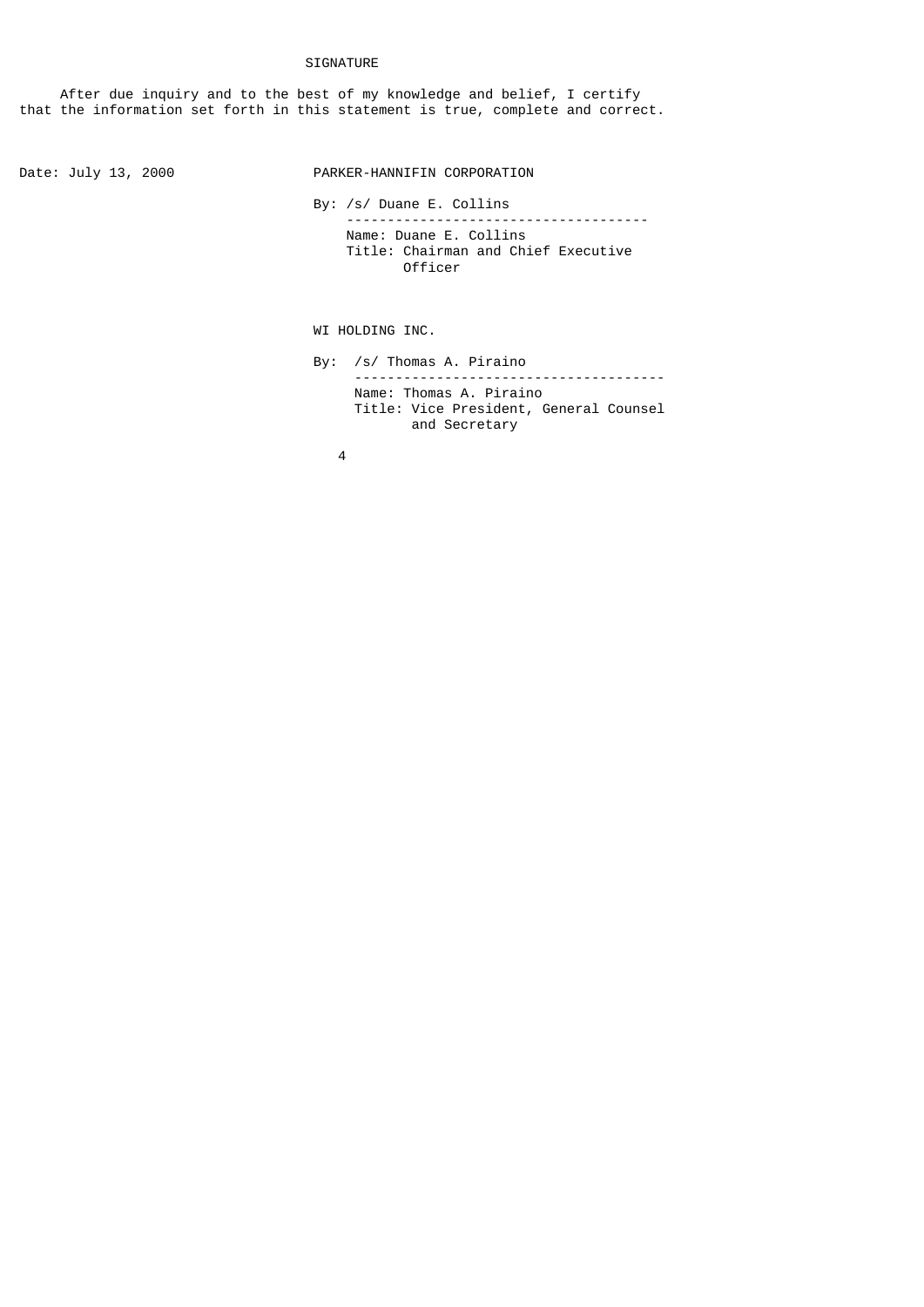# SIGNATURE

After due inquiry and to the best of my knowledge and belief, I certify that the information set forth in this statement is true, complete and correct.

Date: July 13, 2000

PARKER-HANNIFIN CORPORATION

By: /s/ Duane E. Collins

Name: Duane E. Collins
Title: Chairman and Chief Executive Officer

WI HOLDING INC.

By: /s/ Thomas A. Piraino

Name: Thomas A. Piraino
Title: Vice President, General Counsel and Secretary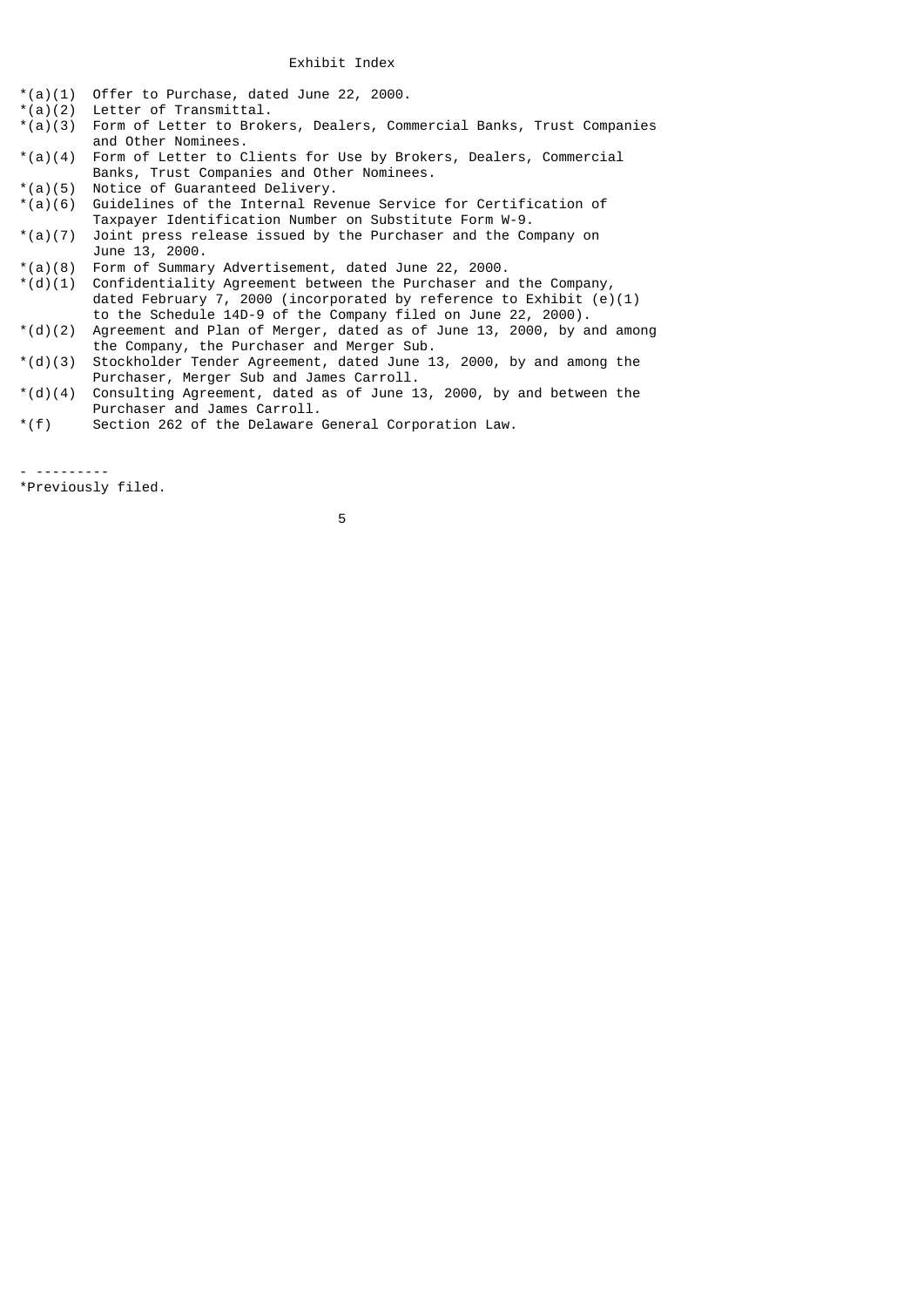## Exhibit Index

*(a)(1) Offer to Purchase, dated June 22, 2000.
*(a)(2) Letter of Transmittal.
*(a)(3) Form of Letter to Brokers, Dealers, Commercial Banks, Trust Companies and Other Nominees.
*(a)(4) Form of Letter to Clients for Use by Brokers, Dealers, Commercial Banks, Trust Companies and Other Nominees.
*(a)(5) Notice of Guaranteed Delivery.
*(a)(6) Guidelines of the Internal Revenue Service for Certification of Taxpayer Identification Number on Substitute Form W-9.
*(a)(7) Joint press release issued by the Purchaser and the Company on June 13, 2000.
*(a)(8) Form of Summary Advertisement, dated June 22, 2000.
*(d)(1) Confidentiality Agreement between the Purchaser and the Company, dated February 7, 2000 (incorporated by reference to Exhibit (e)(1) to the Schedule 14D-9 of the Company filed on June 22, 2000).
*(d)(2) Agreement and Plan of Merger, dated as of June 13, 2000, by and among the Company, the Purchaser and Merger Sub.
*(d)(3) Stockholder Tender Agreement, dated June 13, 2000, by and among the Purchaser, Merger Sub and James Carroll.
*(d)(4) Consulting Agreement, dated as of June 13, 2000, by and between the Purchaser and James Carroll.
*(f) Section 262 of the Delaware General Corporation Law.

---

*Previously filed.